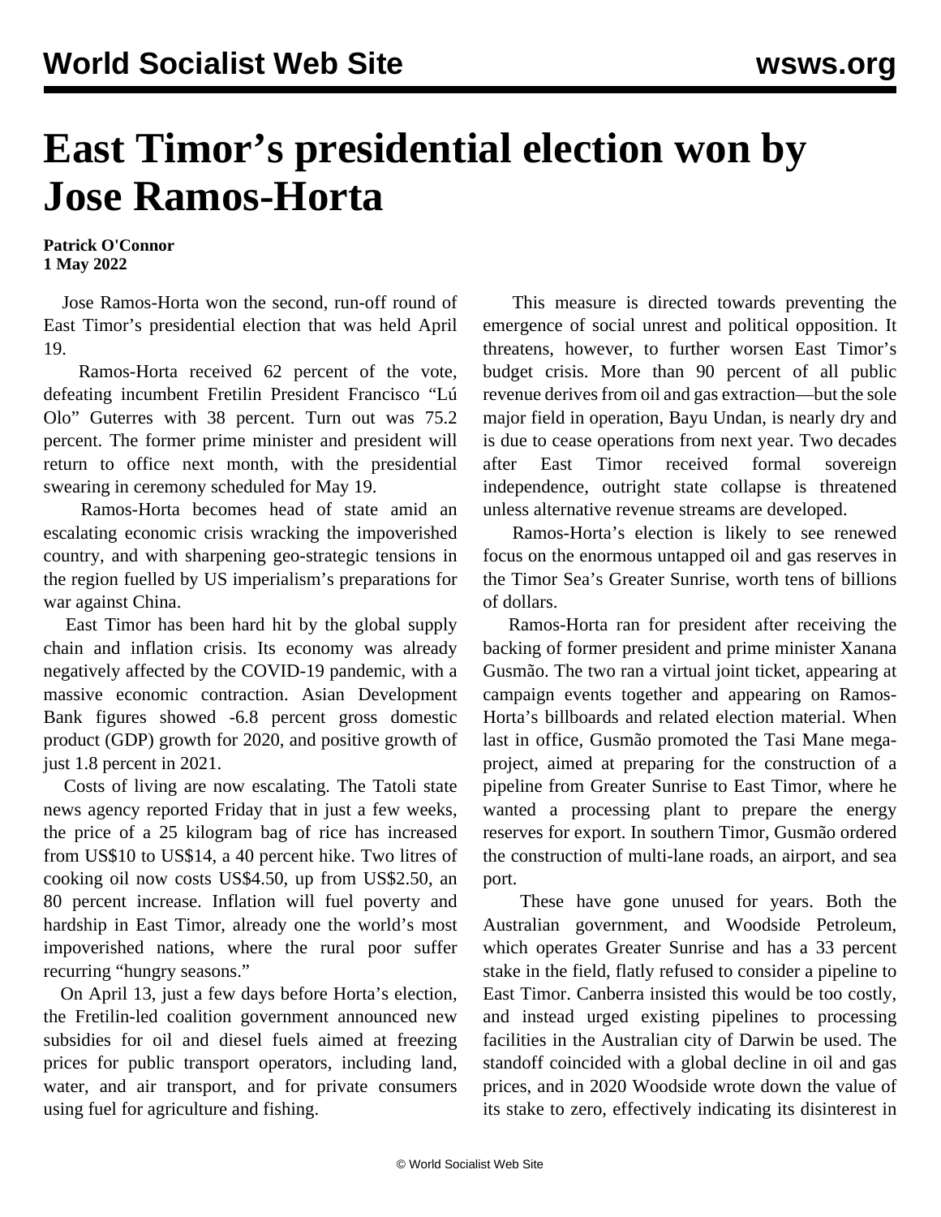# East Timor's presidential election won by Jose Ramos-Horta

**Patrick O'Connor**
**1 May 2022**

Jose Ramos-Horta won the second, run-off round of East Timor's presidential election that was held April 19.

Ramos-Horta received 62 percent of the vote, defeating incumbent Fretilin President Francisco "Lú Olo" Guterres with 38 percent. Turn out was 75.2 percent. The former prime minister and president will return to office next month, with the presidential swearing in ceremony scheduled for May 19.

Ramos-Horta becomes head of state amid an escalating economic crisis wracking the impoverished country, and with sharpening geo-strategic tensions in the region fuelled by US imperialism's preparations for war against China.

East Timor has been hard hit by the global supply chain and inflation crisis. Its economy was already negatively affected by the COVID-19 pandemic, with a massive economic contraction. Asian Development Bank figures showed -6.8 percent gross domestic product (GDP) growth for 2020, and positive growth of just 1.8 percent in 2021.

Costs of living are now escalating. The Tatoli state news agency reported Friday that in just a few weeks, the price of a 25 kilogram bag of rice has increased from US$10 to US$14, a 40 percent hike. Two litres of cooking oil now costs US$4.50, up from US$2.50, an 80 percent increase. Inflation will fuel poverty and hardship in East Timor, already one the world's most impoverished nations, where the rural poor suffer recurring "hungry seasons."

On April 13, just a few days before Horta's election, the Fretilin-led coalition government announced new subsidies for oil and diesel fuels aimed at freezing prices for public transport operators, including land, water, and air transport, and for private consumers using fuel for agriculture and fishing.

This measure is directed towards preventing the emergence of social unrest and political opposition. It threatens, however, to further worsen East Timor's budget crisis. More than 90 percent of all public revenue derives from oil and gas extraction—but the sole major field in operation, Bayu Undan, is nearly dry and is due to cease operations from next year. Two decades after East Timor received formal sovereign independence, outright state collapse is threatened unless alternative revenue streams are developed.

Ramos-Horta's election is likely to see renewed focus on the enormous untapped oil and gas reserves in the Timor Sea's Greater Sunrise, worth tens of billions of dollars.

Ramos-Horta ran for president after receiving the backing of former president and prime minister Xanana Gusmão. The two ran a virtual joint ticket, appearing at campaign events together and appearing on Ramos-Horta's billboards and related election material. When last in office, Gusmão promoted the Tasi Mane mega-project, aimed at preparing for the construction of a pipeline from Greater Sunrise to East Timor, where he wanted a processing plant to prepare the energy reserves for export. In southern Timor, Gusmão ordered the construction of multi-lane roads, an airport, and sea port.

These have gone unused for years. Both the Australian government, and Woodside Petroleum, which operates Greater Sunrise and has a 33 percent stake in the field, flatly refused to consider a pipeline to East Timor. Canberra insisted this would be too costly, and instead urged existing pipelines to processing facilities in the Australian city of Darwin be used. The standoff coincided with a global decline in oil and gas prices, and in 2020 Woodside wrote down the value of its stake to zero, effectively indicating its disinterest in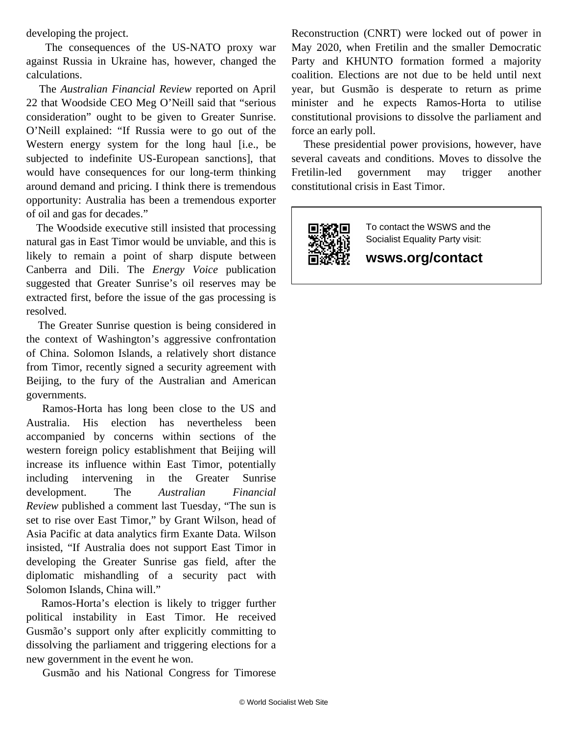developing the project.

The consequences of the US-NATO proxy war against Russia in Ukraine has, however, changed the calculations.

The *Australian Financial Review* reported on April 22 that Woodside CEO Meg O'Neill said that "serious consideration" ought to be given to Greater Sunrise. O'Neill explained: "If Russia were to go out of the Western energy system for the long haul [i.e., be subjected to indefinite US-European sanctions], that would have consequences for our long-term thinking around demand and pricing. I think there is tremendous opportunity: Australia has been a tremendous exporter of oil and gas for decades."

The Woodside executive still insisted that processing natural gas in East Timor would be unviable, and this is likely to remain a point of sharp dispute between Canberra and Dili. The *Energy Voice* publication suggested that Greater Sunrise's oil reserves may be extracted first, before the issue of the gas processing is resolved.

The Greater Sunrise question is being considered in the context of Washington's aggressive confrontation of China. Solomon Islands, a relatively short distance from Timor, recently signed a security agreement with Beijing, to the fury of the Australian and American governments.

Ramos-Horta has long been close to the US and Australia. His election has nevertheless been accompanied by concerns within sections of the western foreign policy establishment that Beijing will increase its influence within East Timor, potentially including intervening in the Greater Sunrise development. The *Australian Financial Review* published a comment last Tuesday, "The sun is set to rise over East Timor," by Grant Wilson, head of Asia Pacific at data analytics firm Exante Data. Wilson insisted, "If Australia does not support East Timor in developing the Greater Sunrise gas field, after the diplomatic mishandling of a security pact with Solomon Islands, China will."

Ramos-Horta's election is likely to trigger further political instability in East Timor. He received Gusmão's support only after explicitly committing to dissolving the parliament and triggering elections for a new government in the event he won.

Gusmão and his National Congress for Timorese Reconstruction (CNRT) were locked out of power in May 2020, when Fretilin and the smaller Democratic Party and KHUNTO formation formed a majority coalition. Elections are not due to be held until next year, but Gusmão is desperate to return as prime minister and he expects Ramos-Horta to utilise constitutional provisions to dissolve the parliament and force an early poll.

These presidential power provisions, however, have several caveats and conditions. Moves to dissolve the Fretilin-led government may trigger another constitutional crisis in East Timor.

To contact the WSWS and the Socialist Equality Party visit:

**wsws.org/contact**